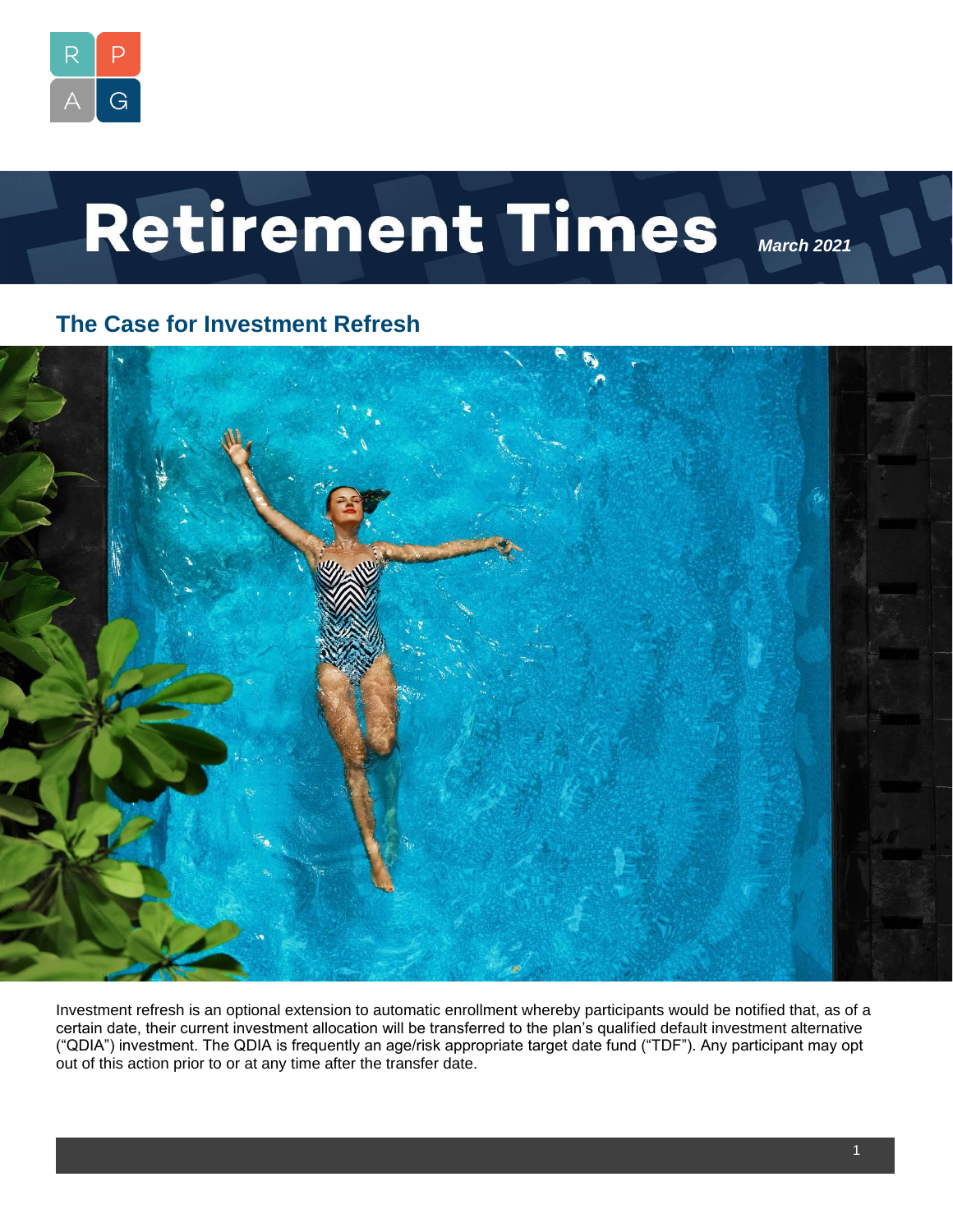# Retirement Times

*March 2021*

## The Case for Investment Refresh

Investment refresh is an optional extension to automatic enrollment whereby participants would be notified that, as of a certain date, their current investment allocation will be transferred to the plan's qualified default investment alternative ("QDIA") investment. The QDIA is frequently an age/risk appropriate target date fund ("TDF"). Any participant may opt out of this action prior to or at any time after the transfer date.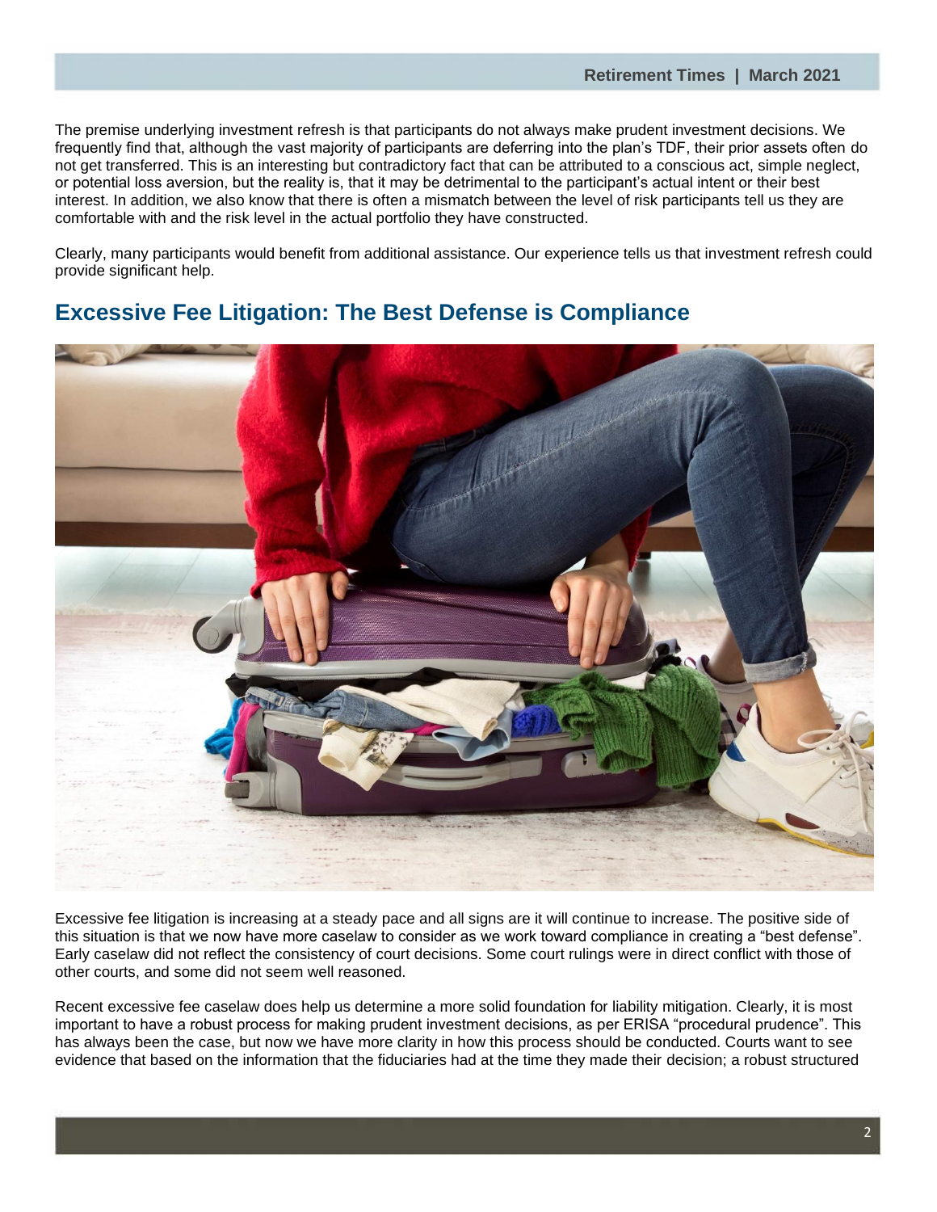The premise underlying investment refresh is that participants do not always make prudent investment decisions. We frequently find that, although the vast majority of participants are deferring into the plan's TDF, their prior assets often do not get transferred. This is an interesting but contradictory fact that can be attributed to a conscious act, simple neglect, or potential loss aversion, but the reality is, that it may be detrimental to the participant's actual intent or their best interest. In addition, we also know that there is often a mismatch between the level of risk participants tell us they are comfortable with and the risk level in the actual portfolio they have constructed.

Clearly, many participants would benefit from additional assistance. Our experience tells us that investment refresh could provide significant help.

## Excessive Fee Litigation: The Best Defense is Compliance

Excessive fee litigation is increasing at a steady pace and all signs are it will continue to increase. The positive side of this situation is that we now have more caselaw to consider as we work toward compliance in creating a "best defense". Early caselaw did not reflect the consistency of court decisions. Some court rulings were in direct conflict with those of other courts, and some did not seem well reasoned.

Recent excessive fee caselaw does help us determine a more solid foundation for liability mitigation. Clearly, it is most important to have a robust process for making prudent investment decisions, as per ERISA "procedural prudence". This has always been the case, but now we have more clarity in how this process should be conducted. Courts want to see evidence that based on the information that the fiduciaries had at the time they made their decision; a robust structured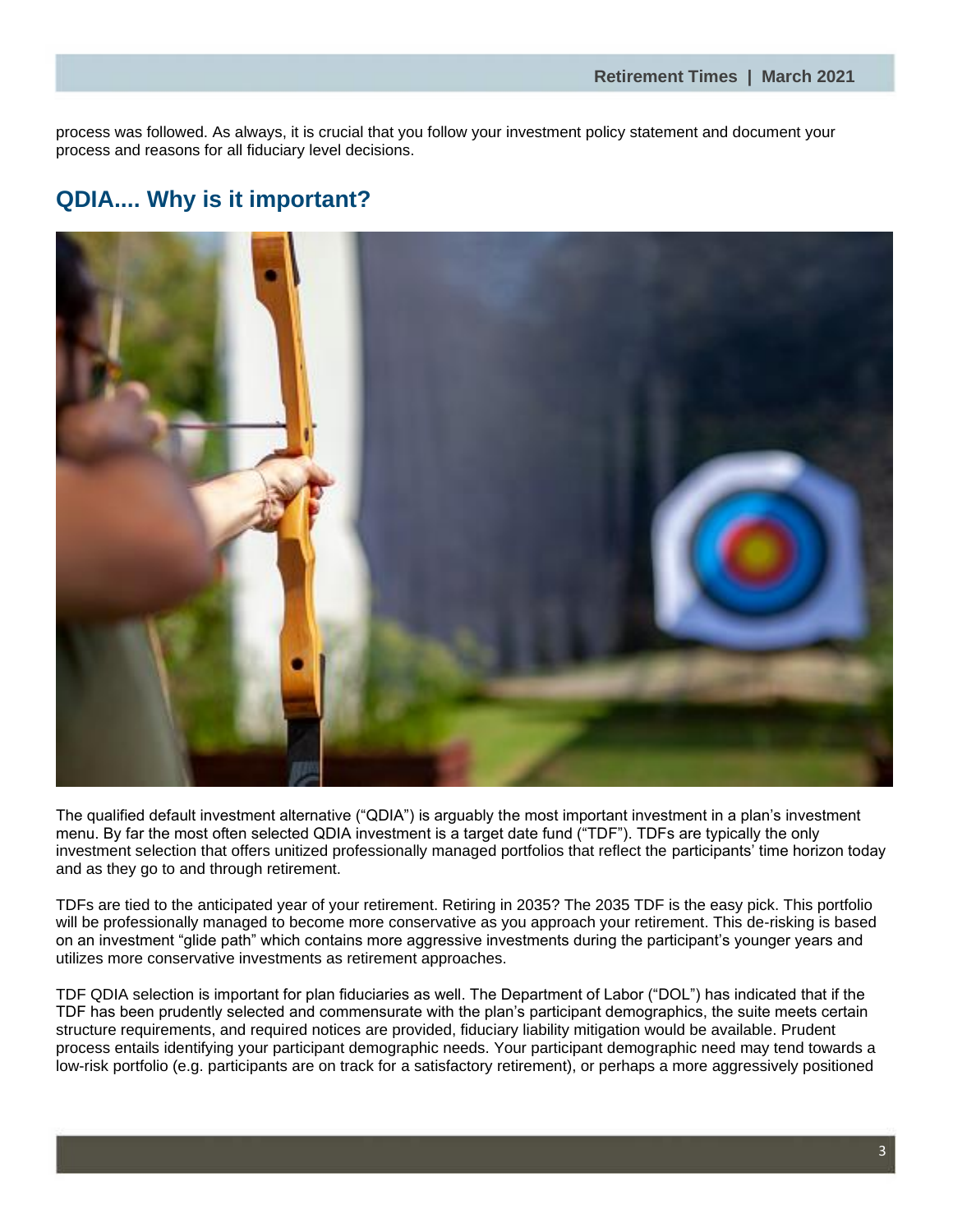process was followed. As always, it is crucial that you follow your investment policy statement and document your process and reasons for all fiduciary level decisions.

## QDIA.... Why is it important?

The qualified default investment alternative ("QDIA") is arguably the most important investment in a plan's investment menu. By far the most often selected QDIA investment is a target date fund ("TDF"). TDFs are typically the only investment selection that offers unitized professionally managed portfolios that reflect the participants' time horizon today and as they go to and through retirement.

TDFs are tied to the anticipated year of your retirement. Retiring in 2035? The 2035 TDF is the easy pick. This portfolio will be professionally managed to become more conservative as you approach your retirement. This de-risking is based on an investment "glide path" which contains more aggressive investments during the participant's younger years and utilizes more conservative investments as retirement approaches.

TDF QDIA selection is important for plan fiduciaries as well. The Department of Labor ("DOL") has indicated that if the TDF has been prudently selected and commensurate with the plan's participant demographics, the suite meets certain structure requirements, and required notices are provided, fiduciary liability mitigation would be available. Prudent process entails identifying your participant demographic needs. Your participant demographic need may tend towards a low-risk portfolio (e.g. participants are on track for a satisfactory retirement), or perhaps a more aggressively positioned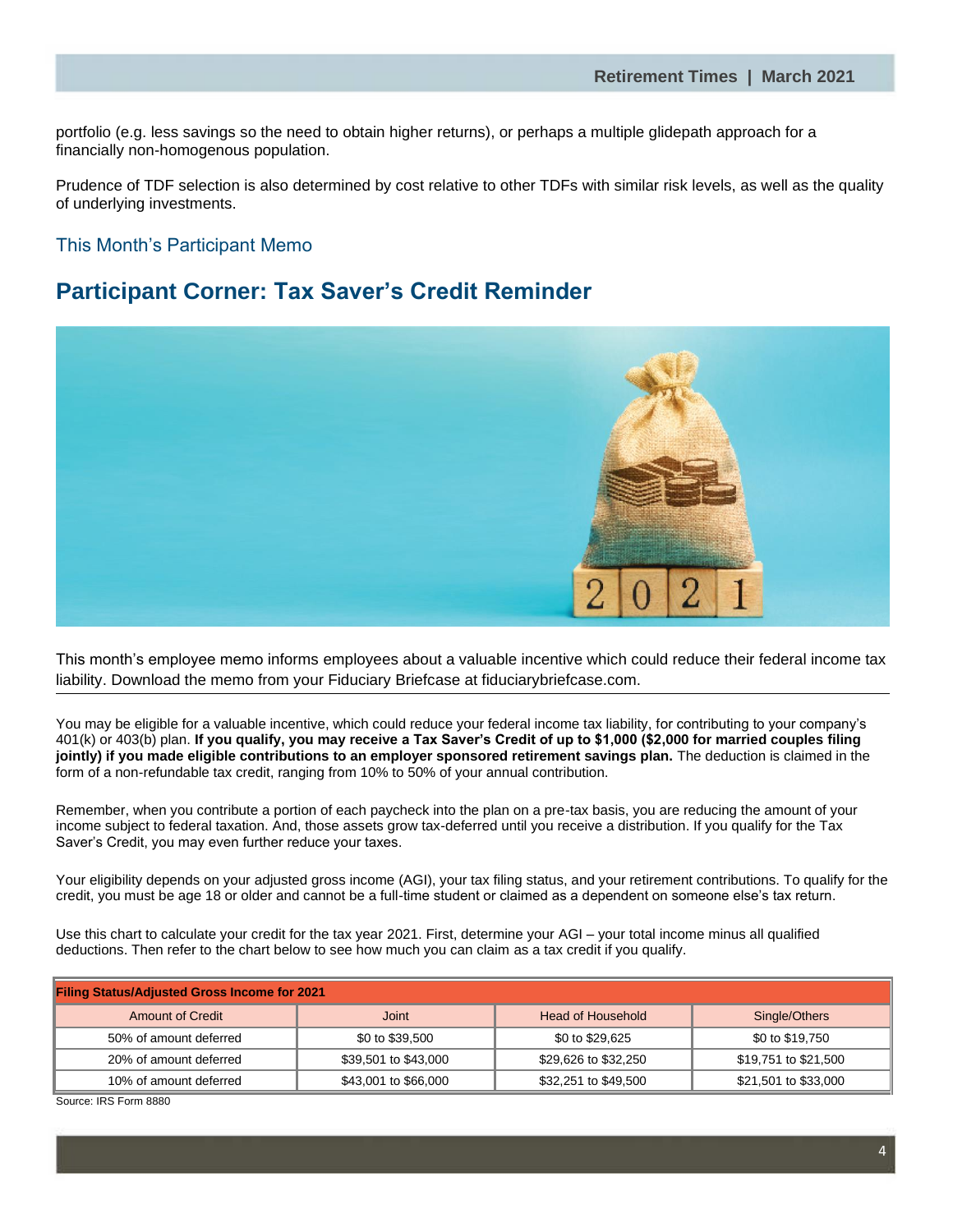portfolio (e.g. less savings so the need to obtain higher returns), or perhaps a multiple glidepath approach for a financially non-homogenous population.

Prudence of TDF selection is also determined by cost relative to other TDFs with similar risk levels, as well as the quality of underlying investments.

### This Month's Participant Memo

## Participant Corner: Tax Saver's Credit Reminder

This month's employee memo informs employees about a valuable incentive which could reduce their federal income tax liability. Download the memo from your Fiduciary Briefcase at fiduciarybriefcase.com.

---

You may be eligible for a valuable incentive, which could reduce your federal income tax liability, for contributing to your company's 401(k) or 403(b) plan. **If you qualify, you may receive a Tax Saver's Credit of up to $1,000 ($2,000 for married couples filing jointly) if you made eligible contributions to an employer sponsored retirement savings plan.** The deduction is claimed in the form of a non-refundable tax credit, ranging from 10% to 50% of your annual contribution.

Remember, when you contribute a portion of each paycheck into the plan on a pre-tax basis, you are reducing the amount of your income subject to federal taxation. And, those assets grow tax-deferred until you receive a distribution. If you qualify for the Tax Saver's Credit, you may even further reduce your taxes.

Your eligibility depends on your adjusted gross income (AGI), your tax filing status, and your retirement contributions. To qualify for the credit, you must be age 18 or older and cannot be a full-time student or claimed as a dependent on someone else's tax return.

Use this chart to calculate your credit for the tax year 2021. First, determine your AGI – your total income minus all qualified deductions. Then refer to the chart below to see how much you can claim as a tax credit if you qualify.

| **Filing Status/Adjusted Gross Income for 2021** | | | |
|---|---|---|---|
| Amount of Credit | Joint | Head of Household | Single/Others |
| 50% of amount deferred | $0 to $39,500 | $0 to $29,625 | $0 to $19,750 |
| 20% of amount deferred | $39,501 to $43,000 | $29,626 to $32,250 | $19,751 to $21,500 |
| 10% of amount deferred | $43,001 to $66,000 | $32,251 to $49,500 | $21,501 to $33,000 |

Source: IRS Form 8880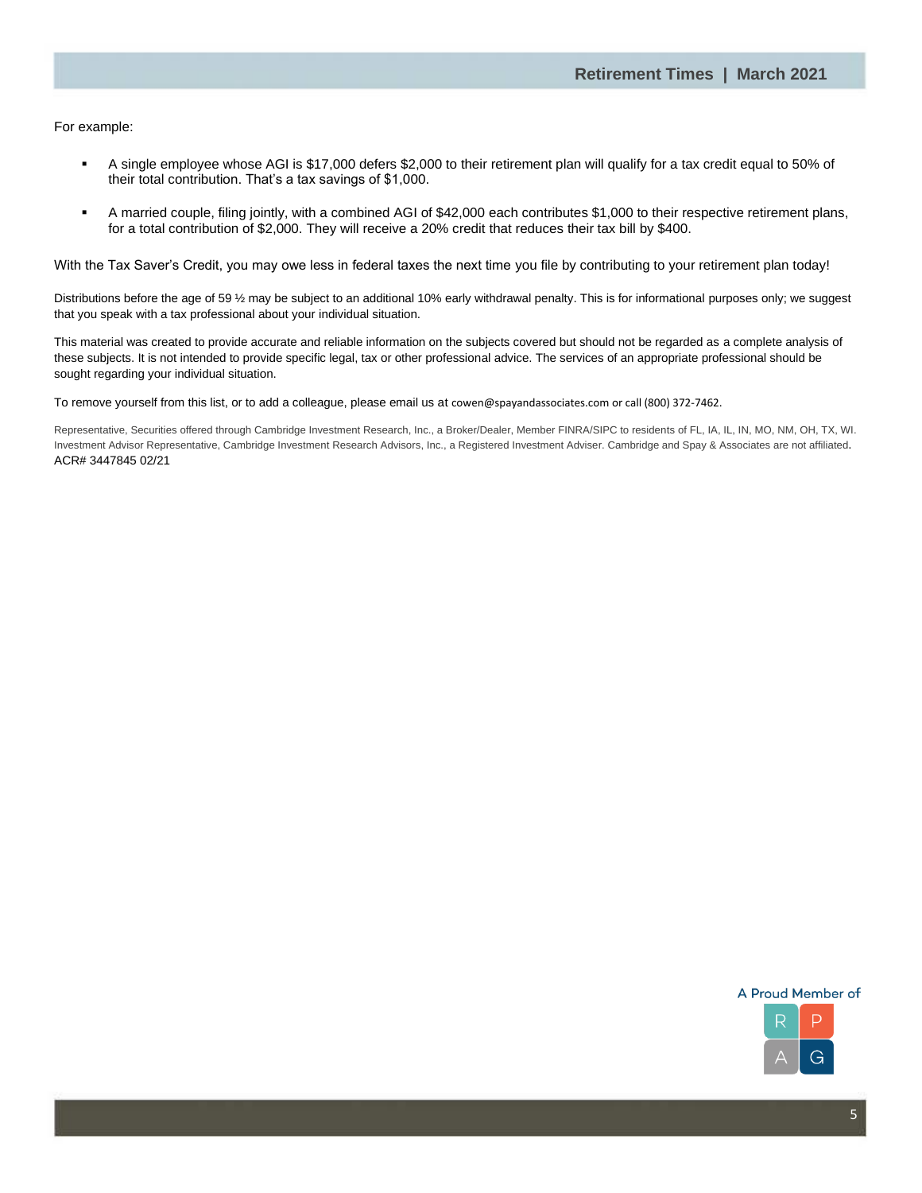For example:

- A single employee whose AGI is $17,000 defers $2,000 to their retirement plan will qualify for a tax credit equal to 50% of their total contribution. That's a tax savings of $1,000.
- A married couple, filing jointly, with a combined AGI of $42,000 each contributes $1,000 to their respective retirement plans, for a total contribution of $2,000. They will receive a 20% credit that reduces their tax bill by $400.

With the Tax Saver's Credit, you may owe less in federal taxes the next time you file by contributing to your retirement plan today!

Distributions before the age of 59 ½ may be subject to an additional 10% early withdrawal penalty. This is for informational purposes only; we suggest that you speak with a tax professional about your individual situation.

This material was created to provide accurate and reliable information on the subjects covered but should not be regarded as a complete analysis of these subjects. It is not intended to provide specific legal, tax or other professional advice. The services of an appropriate professional should be sought regarding your individual situation.

To remove yourself from this list, or to add a colleague, please email us at cowen@spayandassociates.com or call (800) 372-7462.

Representative, Securities offered through Cambridge Investment Research, Inc., a Broker/Dealer, Member FINRA/SIPC to residents of FL, IA, IL, IN, MO, NM, OH, TX, WI. Investment Advisor Representative, Cambridge Investment Research Advisors, Inc., a Registered Investment Adviser. Cambridge and Spay & Associates are not affiliated.
ACR# 3447845 02/21

A Proud Member of

R P
A G